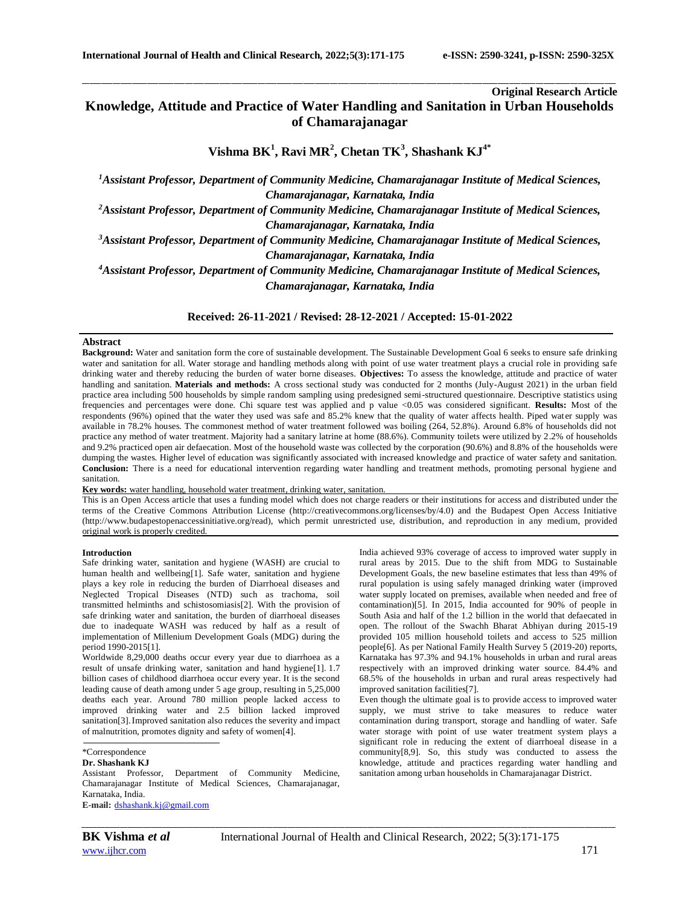**Original Research Article**

# Knowledge, Attitude and Practice of Water Handling and Sanitation in Urban Households of Chamarajanagar

**Vishma BK[1], Ravi MR[2], Chetan TK[3], Shashank KJ[4*]**

*[1]Assistant Professor, Department of Community Medicine, Chamarajanagar Institute of Medical Sciences, Chamarajanagar, Karnataka, India*

*[2]Assistant Professor, Department of Community Medicine, Chamarajanagar Institute of Medical Sciences, Chamarajanagar, Karnataka, India*

*[3]Assistant Professor, Department of Community Medicine, Chamarajanagar Institute of Medical Sciences, Chamarajanagar, Karnataka, India*

*[4]Assistant Professor, Department of Community Medicine, Chamarajanagar Institute of Medical Sciences, Chamarajanagar, Karnataka, India*

**Received: 26-11-2021 / Revised: 28-12-2021 / Accepted: 15-01-2022**

## Abstract

**Background:** Water and sanitation form the core of sustainable development. The Sustainable Development Goal 6 seeks to ensure safe drinking water and sanitation for all. Water storage and handling methods along with point of use water treatment plays a crucial role in providing safe drinking water and thereby reducing the burden of water borne diseases. **Objectives:** To assess the knowledge, attitude and practice of water handling and sanitation. **Materials and methods:** A cross sectional study was conducted for 2 months (July-August 2021) in the urban field practice area including 500 households by simple random sampling using predesigned semi-structured questionnaire. Descriptive statistics using frequencies and percentages were done. Chi square test was applied and p value <0.05 was considered significant. **Results:** Most of the respondents (96%) opined that the water they used was safe and 85.2% knew that the quality of water affects health. Piped water supply was available in 78.2% houses. The commonest method of water treatment followed was boiling (264, 52.8%). Around 6.8% of households did not practice any method of water treatment. Majority had a sanitary latrine at home (88.6%). Community toilets were utilized by 2.2% of households and 9.2% practiced open air defaecation. Most of the household waste was collected by the corporation (90.6%) and 8.8% of the households were dumping the wastes. Higher level of education was significantly associated with increased knowledge and practice of water safety and sanitation. **Conclusion:** There is a need for educational intervention regarding water handling and treatment methods, promoting personal hygiene and sanitation.

**Key words:** water handling, household water treatment, drinking water, sanitation.

This is an Open Access article that uses a funding model which does not charge readers or their institutions for access and distributed under the terms of the Creative Commons Attribution License (http://creativecommons.org/licenses/by/4.0) and the Budapest Open Access Initiative (http://www.budapestopenaccessinitiative.org/read), which permit unrestricted use, distribution, and reproduction in any medium, provided original work is properly credited.

## Introduction

Safe drinking water, sanitation and hygiene (WASH) are crucial to human health and wellbeing[1]. Safe water, sanitation and hygiene plays a key role in reducing the burden of Diarrhoeal diseases and Neglected Tropical Diseases (NTD) such as trachoma, soil transmitted helminths and schistosomiasis[2]. With the provision of safe drinking water and sanitation, the burden of diarrhoeal diseases due to inadequate WASH was reduced by half as a result of implementation of Millenium Development Goals (MDG) during the period 1990-2015[1].

Worldwide 8,29,000 deaths occur every year due to diarrhoea as a result of unsafe drinking water, sanitation and hand hygiene[1]. 1.7 billion cases of childhood diarrhoea occur every year. It is the second leading cause of death among under 5 age group, resulting in 5,25,000 deaths each year. Around 780 million people lacked access to improved drinking water and 2.5 billion lacked improved sanitation[3]. Improved sanitation also reduces the severity and impact of malnutrition, promotes dignity and safety of women[4].

India achieved 93% coverage of access to improved water supply in rural areas by 2015. Due to the shift from MDG to Sustainable Development Goals, the new baseline estimates that less than 49% of rural population is using safely managed drinking water (improved water supply located on premises, available when needed and free of contamination)[5]. In 2015, India accounted for 90% of people in South Asia and half of the 1.2 billion in the world that defaecated in open. The rollout of the Swachh Bharat Abhiyan during 2015-19 provided 105 million household toilets and access to 525 million people[6]. As per National Family Health Survey 5 (2019-20) reports, Karnataka has 97.3% and 94.1% households in urban and rural areas respectively with an improved drinking water source. 84.4% and 68.5% of the households in urban and rural areas respectively had improved sanitation facilities[7].

Even though the ultimate goal is to provide access to improved water supply, we must strive to take measures to reduce water contamination during transport, storage and handling of water. Safe water storage with point of use water treatment system plays a significant role in reducing the extent of diarrhoeal disease in a community[8,9]. So, this study was conducted to assess the knowledge, attitude and practices regarding water handling and sanitation among urban households in Chamarajanagar District.

*Correspondence
**Dr. Shashank KJ**
Assistant Professor, Department of Community Medicine, Chamarajanagar Institute of Medical Sciences, Chamarajanagar, Karnataka, India.
**E-mail:** dshashank.kj@gmail.com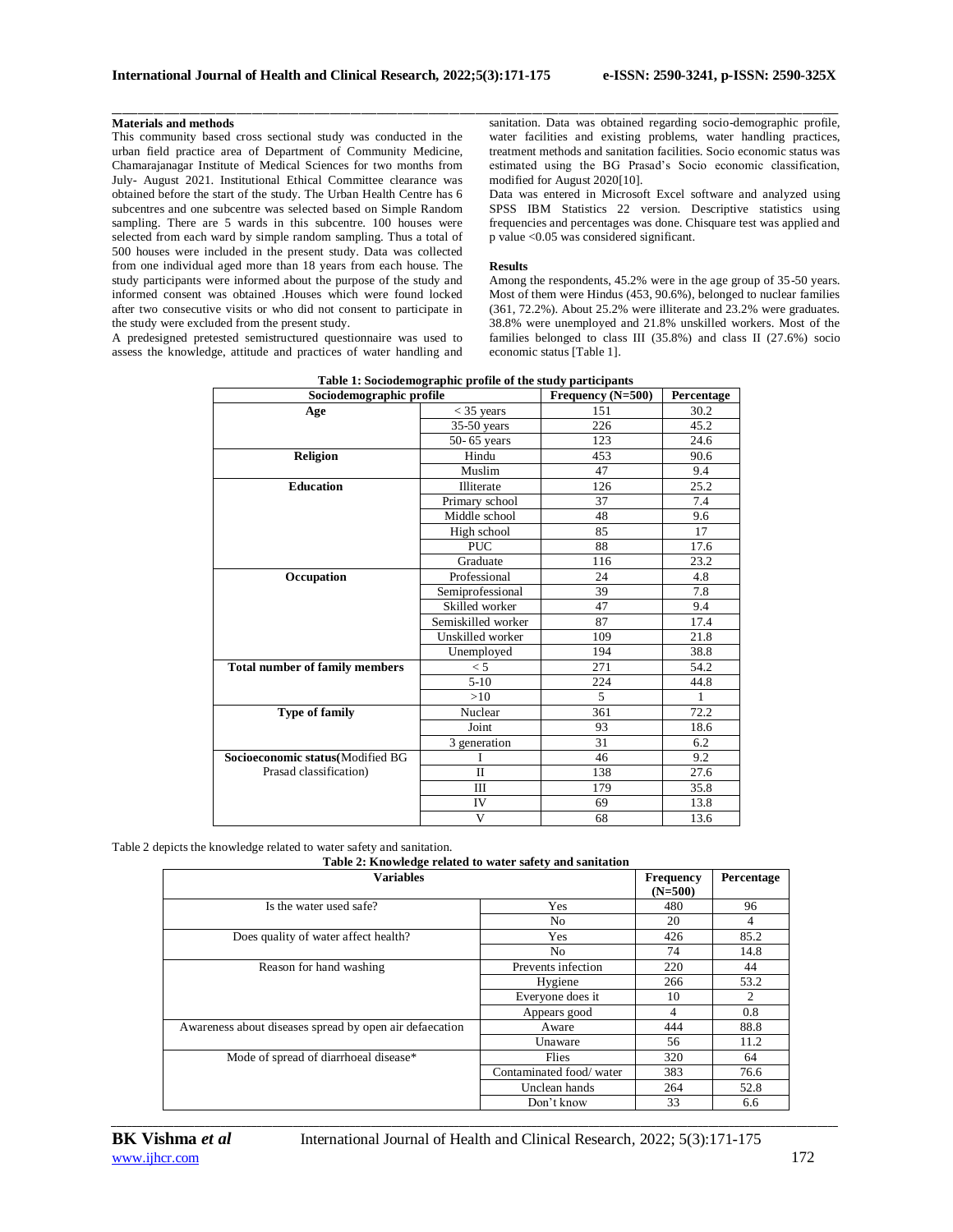## Materials and methods

This community based cross sectional study was conducted in the urban field practice area of Department of Community Medicine, Chamarajanagar Institute of Medical Sciences for two months from July- August 2021. Institutional Ethical Committee clearance was obtained before the start of the study. The Urban Health Centre has 6 subcentres and one subcentre was selected based on Simple Random sampling. There are 5 wards in this subcentre. 100 houses were selected from each ward by simple random sampling. Thus a total of 500 houses were included in the present study. Data was collected from one individual aged more than 18 years from each house. The study participants were informed about the purpose of the study and informed consent was obtained .Houses which were found locked after two consecutive visits or who did not consent to participate in the study were excluded from the present study.

A predesigned pretested semistructured questionnaire was used to assess the knowledge, attitude and practices of water handling and sanitation. Data was obtained regarding socio-demographic profile, water facilities and existing problems, water handling practices, treatment methods and sanitation facilities. Socio economic status was estimated using the BG Prasad's Socio economic classification, modified for August 2020[10].

Data was entered in Microsoft Excel software and analyzed using SPSS IBM Statistics 22 version. Descriptive statistics using frequencies and percentages was done. Chisquare test was applied and p value <0.05 was considered significant.

## Results

Among the respondents, 45.2% were in the age group of 35-50 years. Most of them were Hindus (453, 90.6%), belonged to nuclear families (361, 72.2%). About 25.2% were illiterate and 23.2% were graduates. 38.8% were unemployed and 21.8% unskilled workers. Most of the families belonged to class III (35.8%) and class II (27.6%) socio economic status [Table 1].

**Table 1: Sociodemographic profile of the study participants**

| Sociodemographic profile | | Frequency (N=500) | Percentage |
|---|---|---|---|
| **Age** | < 35 years | 151 | 30.2 |
| | 35-50 years | 226 | 45.2 |
| | 50- 65 years | 123 | 24.6 |
| **Religion** | Hindu | 453 | 90.6 |
| | Muslim | 47 | 9.4 |
| **Education** | Illiterate | 126 | 25.2 |
| | Primary school | 37 | 7.4 |
| | Middle school | 48 | 9.6 |
| | High school | 85 | 17 |
| | PUC | 88 | 17.6 |
| | Graduate | 116 | 23.2 |
| **Occupation** | Professional | 24 | 4.8 |
| | Semiprofessional | 39 | 7.8 |
| | Skilled worker | 47 | 9.4 |
| | Semiskilled worker | 87 | 17.4 |
| | Unskilled worker | 109 | 21.8 |
| | Unemployed | 194 | 38.8 |
| **Total number of family members** | < 5 | 271 | 54.2 |
| | 5-10 | 224 | 44.8 |
| | >10 | 5 | 1 |
| **Type of family** | Nuclear | 361 | 72.2 |
| | Joint | 93 | 18.6 |
| | 3 generation | 31 | 6.2 |
| **Socioeconomic status**(Modified BG Prasad classification) | I | 46 | 9.2 |
| | II | 138 | 27.6 |
| | III | 179 | 35.8 |
| | IV | 69 | 13.8 |
| | V | 68 | 13.6 |

Table 2 depicts the knowledge related to water safety and sanitation.

**Table 2: Knowledge related to water safety and sanitation**

| Variables | | Frequency (N=500) | Percentage |
|---|---|---|---|
| Is the water used safe? | Yes | 480 | 96 |
| | No | 20 | 4 |
| Does quality of water affect health? | Yes | 426 | 85.2 |
| | No | 74 | 14.8 |
| Reason for hand washing | Prevents infection | 220 | 44 |
| | Hygiene | 266 | 53.2 |
| | Everyone does it | 10 | 2 |
| | Appears good | 4 | 0.8 |
| Awareness about diseases spread by open air defaecation | Aware | 444 | 88.8 |
| | Unaware | 56 | 11.2 |
| Mode of spread of diarrhoeal disease* | Flies | 320 | 64 |
| | Contaminated food/ water | 383 | 76.6 |
| | Unclean hands | 264 | 52.8 |
| | Don't know | 33 | 6.6 |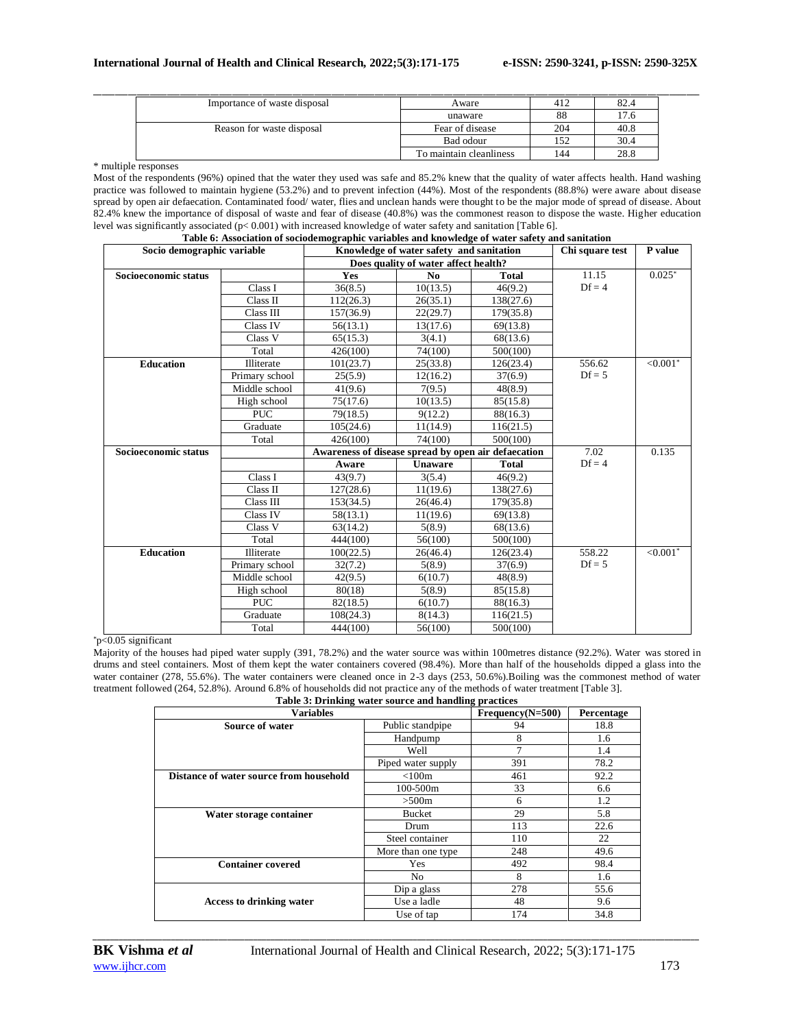| Importance of waste disposal | Aware | 412 | 82.4 |
|---|---|---|---|
| | unaware | 88 | 17.6 |
| Reason for waste disposal | Fear of disease | 204 | 40.8 |
| | Bad odour | 152 | 30.4 |
| | To maintain cleanliness | 144 | 28.8 |

\* multiple responses

Most of the respondents (96%) opined that the water they used was safe and 85.2% knew that the quality of water affects health. Hand washing practice was followed to maintain hygiene (53.2%) and to prevent infection (44%). Most of the respondents (88.8%) were aware about disease spread by open air defaecation. Contaminated food/ water, flies and unclean hands were thought to be the major mode of spread of disease. About 82.4% knew the importance of disposal of waste and fear of disease (40.8%) was the commonest reason to dispose the waste. Higher education level was significantly associated ($p < 0.001$) with increased knowledge of water safety and sanitation [Table 6].

**Table 6: Association of sociodemographic variables and knowledge of water safety and sanitation**

| Socio demographic variable | | Knowledge of water safety and sanitation | | | Chi square test | P value |
|---|---|---|---|---|---|---|
| | | Does quality of water affect health? | | | | |
| **Socioeconomic status** | | **Yes** | **No** | **Total** | 11.15 Df = 4 | 0.025* |
| | Class I | 36(8.5) | 10(13.5) | 46(9.2) | | |
| | Class II | 112(26.3) | 26(35.1) | 138(27.6) | | |
| | Class III | 157(36.9) | 22(29.7) | 179(35.8) | | |
| | Class IV | 56(13.1) | 13(17.6) | 69(13.8) | | |
| | Class V | 65(15.3) | 3(4.1) | 68(13.6) | | |
| | Total | 426(100) | 74(100) | 500(100) | | |
| **Education** | Illiterate | 101(23.7) | 25(33.8) | 126(23.4) | 556.62 Df = 5 | <0.001* |
| | Primary school | 25(5.9) | 12(16.2) | 37(6.9) | | |
| | Middle school | 41(9.6) | 7(9.5) | 48(8.9) | | |
| | High school | 75(17.6) | 10(13.5) | 85(15.8) | | |
| | PUC | 79(18.5) | 9(12.2) | 88(16.3) | | |
| | Graduate | 105(24.6) | 11(14.9) | 116(21.5) | | |
| | Total | 426(100) | 74(100) | 500(100) | | |
| **Socioeconomic status** | | Awareness of disease spread by open air defaecation | | | 7.02 Df = 4 | 0.135 |
| | | **Aware** | **Unaware** | **Total** | | |
| | Class I | 43(9.7) | 3(5.4) | 46(9.2) | | |
| | Class II | 127(28.6) | 11(19.6) | 138(27.6) | | |
| | Class III | 153(34.5) | 26(46.4) | 179(35.8) | | |
| | Class IV | 58(13.1) | 11(19.6) | 69(13.8) | | |
| | Class V | 63(14.2) | 5(8.9) | 68(13.6) | | |
| | Total | 444(100) | 56(100) | 500(100) | | |
| **Education** | Illiterate | 100(22.5) | 26(46.4) | 126(23.4) | 558.22 Df = 5 | <0.001* |
| | Primary school | 32(7.2) | 5(8.9) | 37(6.9) | | |
| | Middle school | 42(9.5) | 6(10.7) | 48(8.9) | | |
| | High school | 80(18) | 5(8.9) | 85(15.8) | | |
| | PUC | 82(18.5) | 6(10.7) | 88(16.3) | | |
| | Graduate | 108(24.3) | 8(14.3) | 116(21.5) | | |
| | Total | 444(100) | 56(100) | 500(100) | | |

*$p<0.05$ significant

Majority of the houses had piped water supply (391, 78.2%) and the water source was within 100metres distance (92.2%). Water was stored in drums and steel containers. Most of them kept the water containers covered (98.4%). More than half of the households dipped a glass into the water container (278, 55.6%). The water containers were cleaned once in 2-3 days (253, 50.6%).Boiling was the commonest method of water treatment followed (264, 52.8%). Around 6.8% of households did not practice any of the methods of water treatment [Table 3].

**Table 3: Drinking water source and handling practices**

| Variables | | Frequency(N=500) | Percentage |
|---|---|---|---|
| **Source of water** | Public standpipe | 94 | 18.8 |
| | Handpump | 8 | 1.6 |
| | Well | 7 | 1.4 |
| | Piped water supply | 391 | 78.2 |
| **Distance of water source from household** | <100m | 461 | 92.2 |
| | 100-500m | 33 | 6.6 |
| | >500m | 6 | 1.2 |
| **Water storage container** | Bucket | 29 | 5.8 |
| | Drum | 113 | 22.6 |
| | Steel container | 110 | 22 |
| | More than one type | 248 | 49.6 |
| **Container covered** | Yes | 492 | 98.4 |
| | No | 8 | 1.6 |
| **Access to drinking water** | Dip a glass | 278 | 55.6 |
| | Use a ladle | 48 | 9.6 |
| | Use of tap | 174 | 34.8 |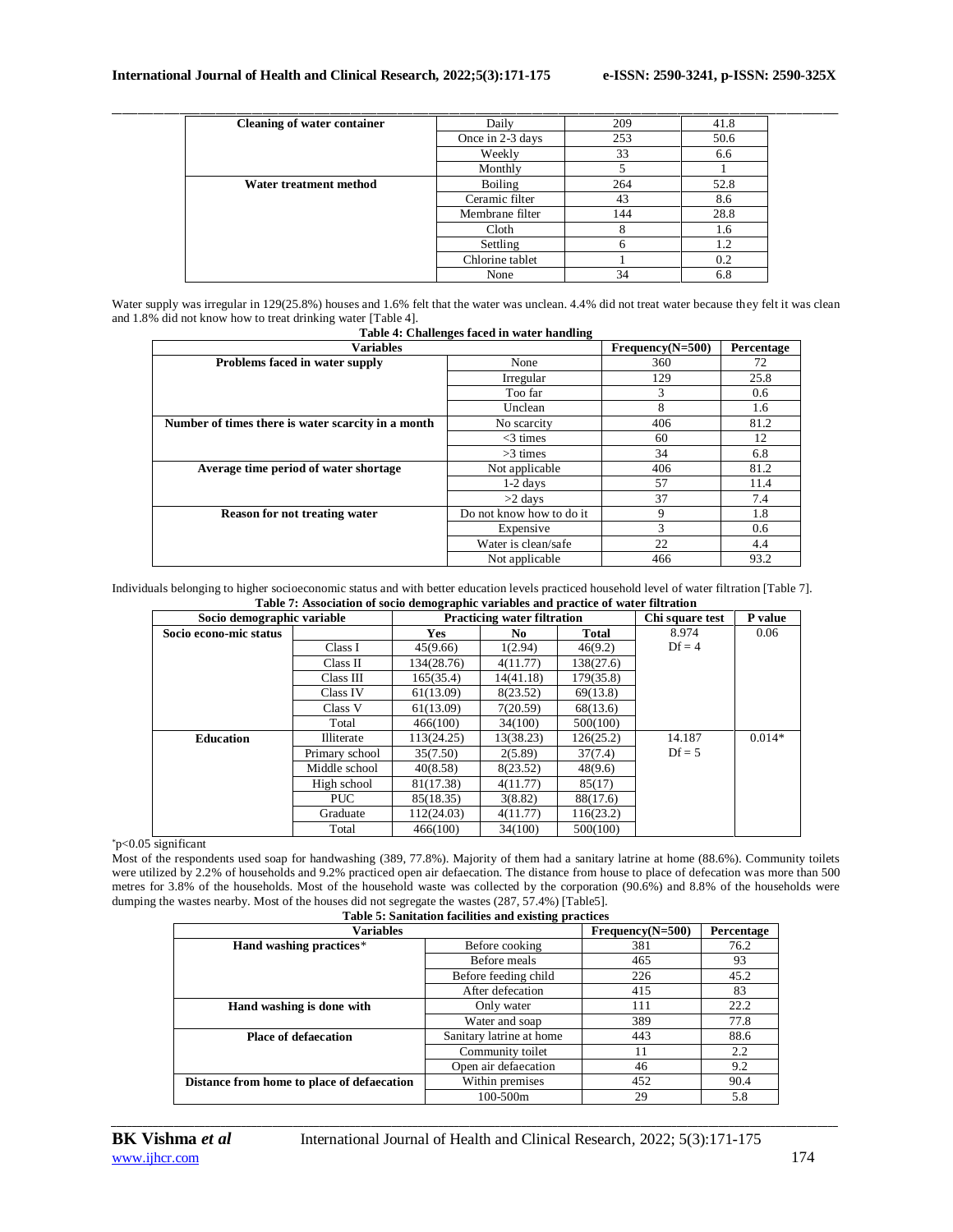| | | | |
|---|---|---|---|
| **Cleaning of water container** | Daily | 209 | 41.8 |
| | Once in 2-3 days | 253 | 50.6 |
| | Weekly | 33 | 6.6 |
| | Monthly | 5 | 1 |
| **Water treatment method** | Boiling | 264 | 52.8 |
| | Ceramic filter | 43 | 8.6 |
| | Membrane filter | 144 | 28.8 |
| | Cloth | 8 | 1.6 |
| | Settling | 6 | 1.2 |
| | Chlorine tablet | 1 | 0.2 |
| | None | 34 | 6.8 |

Water supply was irregular in 129(25.8%) houses and 1.6% felt that the water was unclean. 4.4% did not treat water because they felt it was clean and 1.8% did not know how to treat drinking water [Table 4].

**Table 4: Challenges faced in water handling**

| Variables | | Frequency(N=500) | Percentage |
|---|---|---|---|
| **Problems faced in water supply** | None | 360 | 72 |
| | Irregular | 129 | 25.8 |
| | Too far | 3 | 0.6 |
| | Unclean | 8 | 1.6 |
| **Number of times there is water scarcity in a month** | No scarcity | 406 | 81.2 |
| | <3 times | 60 | 12 |
| | >3 times | 34 | 6.8 |
| **Average time period of water shortage** | Not applicable | 406 | 81.2 |
| | 1-2 days | 57 | 11.4 |
| | >2 days | 37 | 7.4 |
| **Reason for not treating water** | Do not know how to do it | 9 | 1.8 |
| | Expensive | 3 | 0.6 |
| | Water is clean/safe | 22 | 4.4 |
| | Not applicable | 466 | 93.2 |

Individuals belonging to higher socioeconomic status and with better education levels practiced household level of water filtration [Table 7].

**Table 7: Association of socio demographic variables and practice of water filtration**

| Socio demographic variable | | Practicing water filtration | | | Chi square test | P value |
|---|---|---|---|---|---|---|
| **Socio econo-mic status** | | **Yes** | **No** | **Total** | 8.974 | 0.06 |
| | Class I | 45(9.66) | 1(2.94) | 46(9.2) | Df = 4 | |
| | Class II | 134(28.76) | 4(11.77) | 138(27.6) | | |
| | Class III | 165(35.4) | 14(41.18) | 179(35.8) | | |
| | Class IV | 61(13.09) | 8(23.52) | 69(13.8) | | |
| | Class V | 61(13.09) | 7(20.59) | 68(13.6) | | |
| | Total | 466(100) | 34(100) | 500(100) | | |
| **Education** | Illiterate | 113(24.25) | 13(38.23) | 126(25.2) | 14.187 | 0.014* |
| | Primary school | 35(7.50) | 2(5.89) | 37(7.4) | Df = 5 | |
| | Middle school | 40(8.58) | 8(23.52) | 48(9.6) | | |
| | High school | 81(17.38) | 4(11.77) | 85(17) | | |
| | PUC | 85(18.35) | 3(8.82) | 88(17.6) | | |
| | Graduate | 112(24.03) | 4(11.77) | 116(23.2) | | |
| | Total | 466(100) | 34(100) | 500(100) | | |

*p<0.05 significant

Most of the respondents used soap for handwashing (389, 77.8%). Majority of them had a sanitary latrine at home (88.6%). Community toilets were utilized by 2.2% of households and 9.2% practiced open air defaecation. The distance from house to place of defecation was more than 500 metres for 3.8% of the households. Most of the household waste was collected by the corporation (90.6%) and 8.8% of the households were dumping the wastes nearby. Most of the houses did not segregate the wastes (287, 57.4%) [Table5].

**Table 5: Sanitation facilities and existing practices**

| Variables | | Frequency(N=500) | Percentage |
|---|---|---|---|
| **Hand washing practices*** | Before cooking | 381 | 76.2 |
| | Before meals | 465 | 93 |
| | Before feeding child | 226 | 45.2 |
| | After defecation | 415 | 83 |
| **Hand washing is done with** | Only water | 111 | 22.2 |
| | Water and soap | 389 | 77.8 |
| **Place of defaecation** | Sanitary latrine at home | 443 | 88.6 |
| | Community toilet | 11 | 2.2 |
| | Open air defaecation | 46 | 9.2 |
| **Distance from home to place of defaecation** | Within premises | 452 | 90.4 |
| | 100-500m | 29 | 5.8 |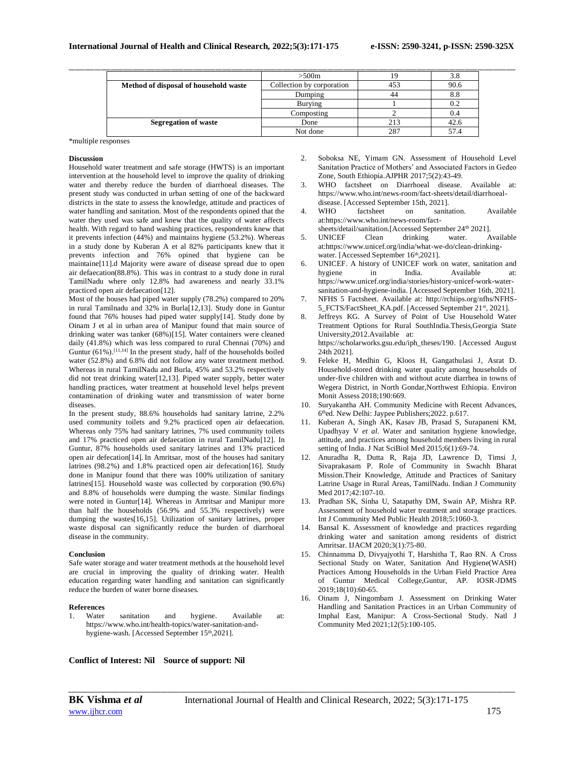| | | | |
|---|---|---|---|
| | >500m | 19 | 3.8 |
| **Method of disposal of household waste** | Collection by corporation | 453 | 90.6 |
| | Dumping | 44 | 8.8 |
| | Burying | 1 | 0.2 |
| | Composting | 2 | 0.4 |
| **Segregation of waste** | Done | 213 | 42.6 |
| | Not done | 287 | 57.4 |

*multiple responses

### Discussion

Household water treatment and safe storage (HWTS) is an important intervention at the household level to improve the quality of drinking water and thereby reduce the burden of diarrhoeal diseases. The present study was conducted in urban setting of one of the backward districts in the state to assess the knowledge, attitude and practices of water handling and sanitation. Most of the respondents opined that the water they used was safe and knew that the quality of water affects health. With regard to hand washing practices, respondents knew that it prevents infection (44%) and maintains hygiene (53.2%). Whereas in a study done by Kuberan A et al 82% participants knew that it prevents infection and 76% opined that hygiene can be maintaine[11].d Majority were aware of disease spread due to open air defaecation(88.8%). This was in contrast to a study done in rural TamilNadu where only 12.8% had awareness and nearly 33.1% practiced open air defaecation[12].

Most of the houses had piped water supply (78.2%) compared to 20% in rural Tamilnadu and 32% in Burla[12,13]. Study done in Guntur found that 76% houses had piped water supply[14]. Study done by Oinam J et al in urban area of Manipur found that main source of drinking water was tanker (68%)[15]. Water containers were cleaned daily (41.8%) which was less compared to rural Chennai (70%) and Guntur (61%).[11,14] In the present study, half of the households boiled water (52.8%) and 6.8% did not follow any water treatment method. Whereas in rural TamilNadu and Burla, 45% and 53.2% respectively did not treat drinking water[12,13]. Piped water supply, better water handling practices, water treatment at household level helps prevent contamination of drinking water and transmission of water borne diseases.

In the present study, 88.6% households had sanitary latrine, 2.2% used community toilets and 9.2% practiced open air defaecation. Whereas only 75% had sanitary latrines, 7% used community toilets and 17% practiced open air defaecation in rural TamilNadu[12]. In Guntur, 87% households used sanitary latrines and 13% practiced open air defecation[14]. In Amritsar, most of the houses had sanitary latrines (98.2%) and 1.8% practiced open air defecation[16]. Study done in Manipur found that there was 100% utilization of sanitary latrines[15]. Household waste was collected by corporation (90.6%) and 8.8% of households were dumping the waste. Similar findings were noted in Guntur[14]. Whereas in Amritsar and Manipur more than half the households (56.9% and 55.3% respectively) were dumping the wastes[16,15]. Utilization of sanitary latrines, proper waste disposal can significantly reduce the burden of diarrhoeal disease in the community.

### Conclusion

Safe water storage and water treatment methods at the household level are crucial in improving the quality of drinking water. Health education regarding water handling and sanitation can significantly reduce the burden of water borne diseases.

### References

1. Water sanitation and hygiene. Available at: https://www.who.int/health-topics/water-sanitation-and-hygiene-wash. [Accessed September 15th,2021].
2. Soboksa NE, Yimam GN. Assessment of Household Level Sanitation Practice of Mothers' and Associated Factors in Gedeo Zone, South Ethiopia.AJPHR 2017;5(2):43-49.
3. WHO factsheet on Diarrhoeal disease. Available at: https://www.who.int/news-room/fact-sheets/detail/diarrhoeal-disease. [Accessed September 15th, 2021].
4. WHO factsheet on sanitation. Available at:https://www.who.int/news-room/fact-sheets/detail/sanitation.[Accessed September 24th 2021].
5. UNICEF Clean drinking water. Available at:https://www.unicef.org/india/what-we-do/clean-drinking-water. [Accessed September 16th,2021].
6. UNICEF. A history of UNICEF work on water, sanitation and hygiene in India. Available at: https://www.unicef.org/india/stories/history-unicef-work-water-sanitation-and-hygiene-india. [Accessed September 16th, 2021].
7. NFHS 5 Factsheet. Available at: http://rchiips.org/nfhs/NFHS-5_FCTS/FactSheet_KA.pdf. [Accessed September 21st, 2021].
8. Jeffreys KG. A Survey of Point of Use Household Water Treatment Options for Rural SouthIndia.Thesis,Georgia State University,2012.Available at: https://scholarworks.gsu.edu/iph_theses/190. [Accessed August 24th 2021].
9. Feleke H, Medhin G, Kloos H, Gangathulasi J, Asrat D. Household-stored drinking water quality among households of under-five children with and without acute diarrhea in towns of Wegera District, in North Gondar,Northwest Ethiopia. Environ Monit Assess 2018;190:669.
10. Suryakantha AH. Community Medicine with Recent Advances, 6thed. New Delhi: Jaypee Publishers;2022. p.617.
11. Kuberan A, Singh AK, Kasav JB, Prasad S, Surapaneni KM, Upadhyay V *et al*. Water and sanitation hygiene knowledge, attitude, and practices among household members living in rural setting of India. J Nat SciBiol Med 2015;6(1):69-74.
12. Anuradha R, Dutta R, Raja JD, Lawrence D, Timsi J, Sivaprakasam P. Role of Community in Swachh Bharat Mission.Their Knowledge, Attitude and Practices of Sanitary Latrine Usage in Rural Areas, TamilNadu. Indian J Community Med 2017;42:107-10.
13. Pradhan SK, Sinha U, Satapathy DM, Swain AP, Mishra RP. Assessment of household water treatment and storage practices. Int J Community Med Public Health 2018;5:1060-3.
14. Bansal K. Assessment of knowledge and practices regarding drinking water and sanitation among residents of district Amritsar. IJACM 2020;3(1):75-80.
15. Chinnamma D, Divyajyothi T, Harshitha T, Rao RN. A Cross Sectional Study on Water, Sanitation And Hygiene(WASH) Practices Among Households in the Urban Field Practice Area of Guntur Medical College,Guntur, AP. IOSR-JDMS 2019;18(10):60-65.
16. Oinam J, Ningombam J. Assessment on Drinking Water Handling and Sanitation Practices in an Urban Community of Imphal East, Manipur: A Cross-Sectional Study. Natl J Community Med 2021;12(5):100-105.

**Conflict of Interest: Nil Source of support: Nil**